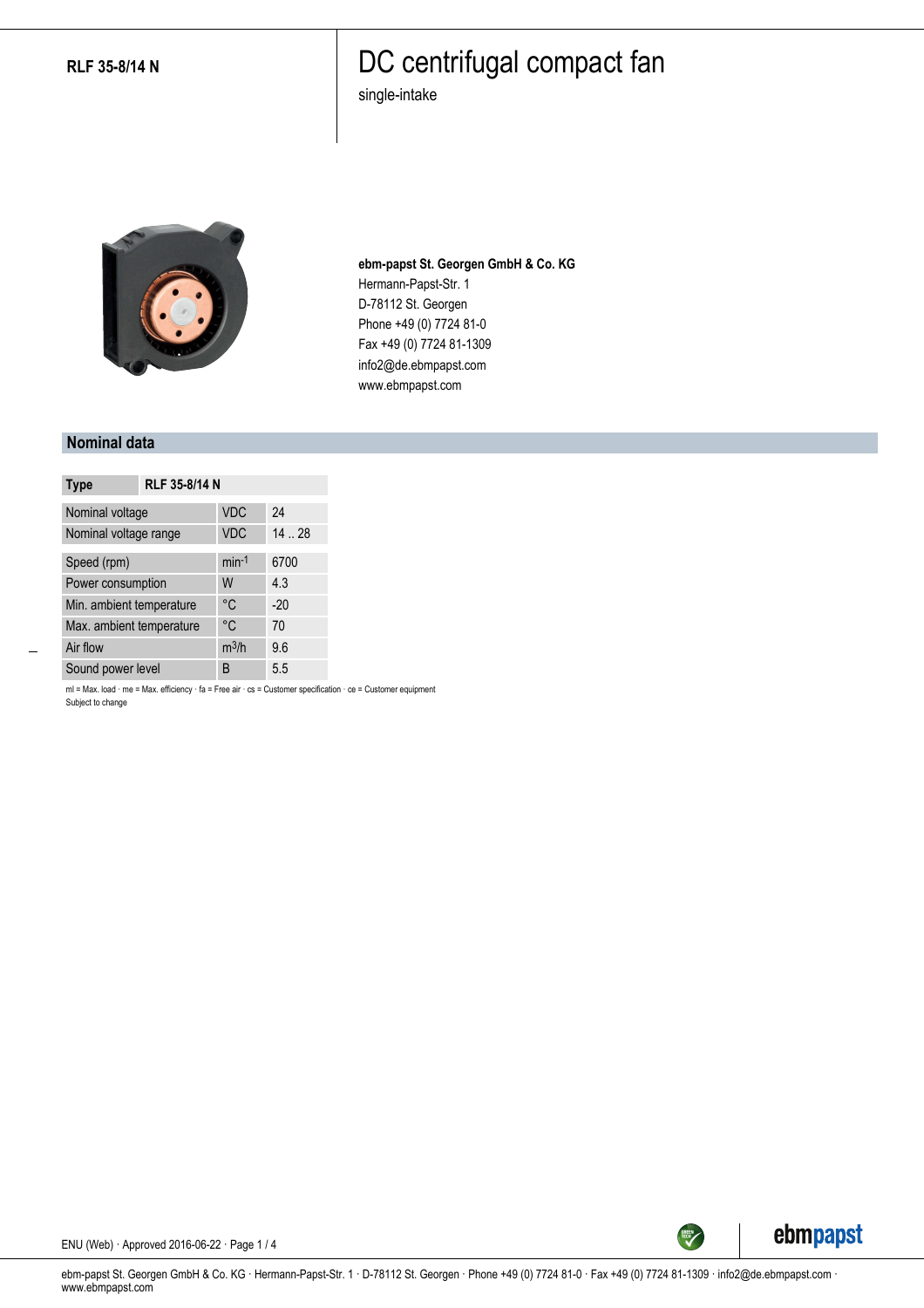**RLF 35-8/14 N**

# DC centrifugal compact fan

single-intake

**ebm-papst St. Georgen GmbH & Co. KG**
Hermann-Papst-Str. 1
D-78112 St. Georgen
Phone +49 (0) 7724 81-0
Fax +49 (0) 7724 81-1309
info2@de.ebmpapst.com
www.ebmpapst.com

## Nominal data

| Type | | RLF 35-8/14 N |
|---|---|---|
| Nominal voltage | VDC | 24 |
| Nominal voltage range | VDC | 14 .. 28 |
| Speed (rpm) | $min^{-1}$ | 6700 |
| Power consumption | W | 4.3 |
| Min. ambient temperature | °C | -20 |
| Max. ambient temperature | °C | 70 |
| Air flow | $m^3/h$ | 9.6 |
| Sound power level | B | 5.5 |

ml = Max. load · me = Max. efficiency · fa = Free air · cs = Customer specification · ce = Customer equipment
Subject to change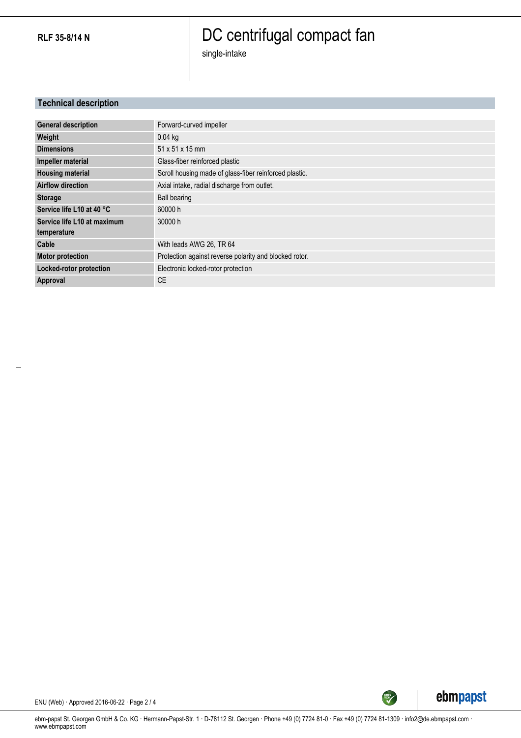**RLF 35-8/14 N**

# DC centrifugal compact fan

single-intake

## Technical description

| | |
|---|---|
| **General description** | Forward-curved impeller |
| **Weight** | 0.04 kg |
| **Dimensions** | 51 x 51 x 15 mm |
| **Impeller material** | Glass-fiber reinforced plastic |
| **Housing material** | Scroll housing made of glass-fiber reinforced plastic. |
| **Airflow direction** | Axial intake, radial discharge from outlet. |
| **Storage** | Ball bearing |
| **Service life L10 at 40 °C** | 60000 h |
| **Service life L10 at maximum temperature** | 30000 h |
| **Cable** | With leads AWG 26, TR 64 |
| **Motor protection** | Protection against reverse polarity and blocked rotor. |
| **Locked-rotor protection** | Electronic locked-rotor protection |
| **Approval** | CE |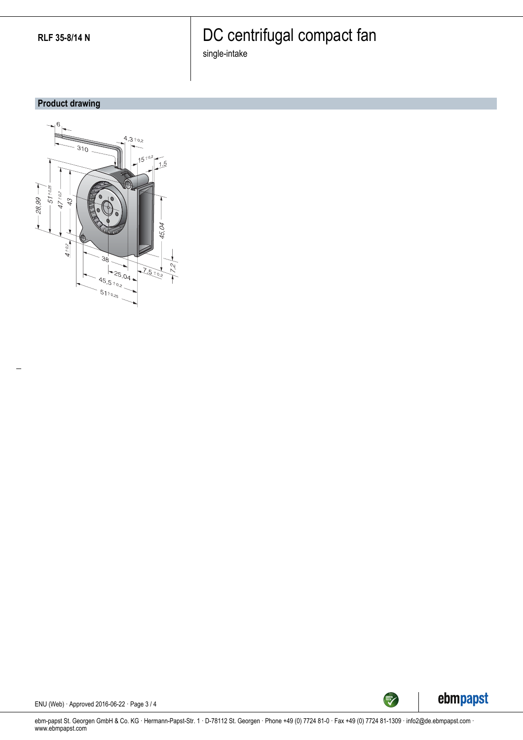RLF 35-8/14 N

# DC centrifugal compact fan

single-intake

## Product drawing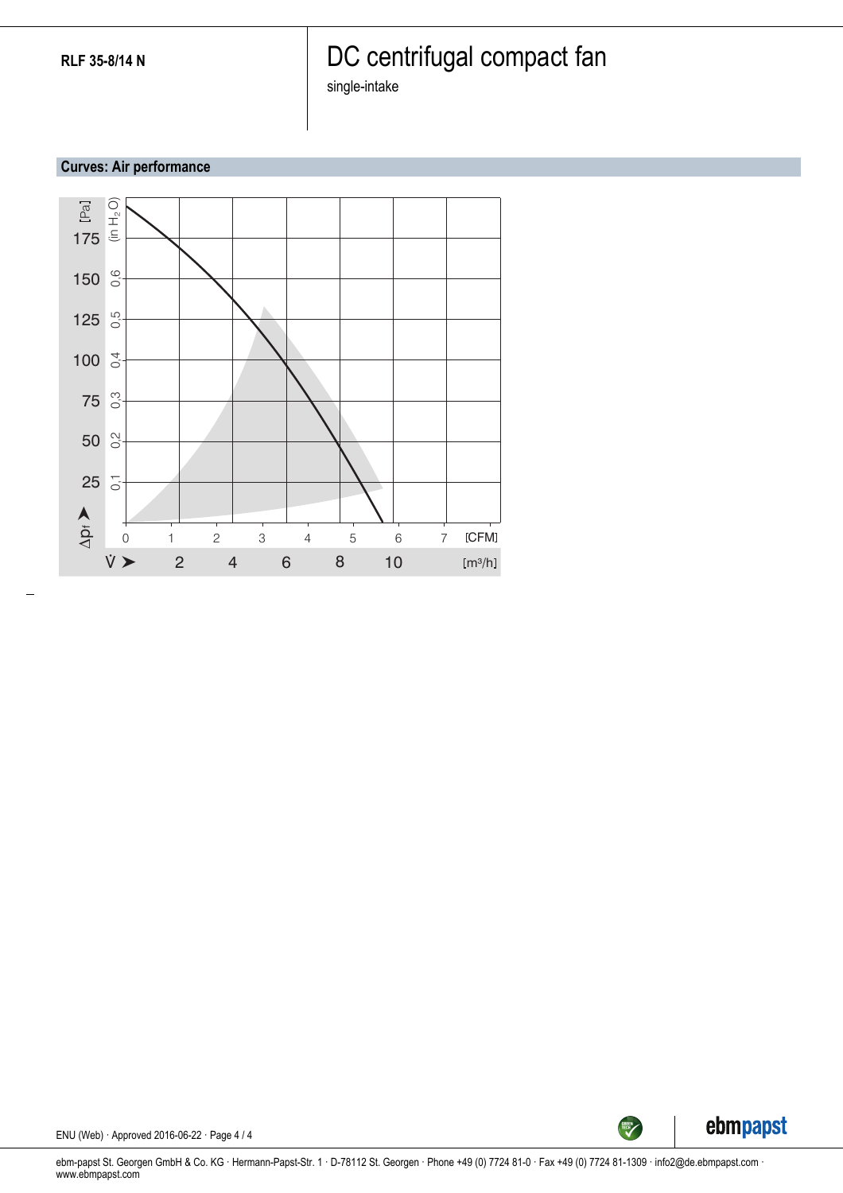RLF 35-8/14 N

# DC centrifugal compact fan

single-intake

## Curves: Air performance

[Pa]
(in $H_2O$)
175
150 0,6
125 0,5
100 0,4
75 0,3
50 0,2
25 0,1
$\Delta p_f$
0 1 2 3 4 5 6 7 [CFM]
$\dot{V}$ 2 4 6 8 10 [m³/h]

ENU (Web) · Approved 2016-06-22 · Page 4 / 4

ebm-papst St. Georgen GmbH & Co. KG · Hermann-Papst-Str. 1 · D-78112 St. Georgen · Phone +49 (0) 7724 81-0 · Fax +49 (0) 7724 81-1309 · info2@de.ebmpapst.com · www.ebmpapst.com